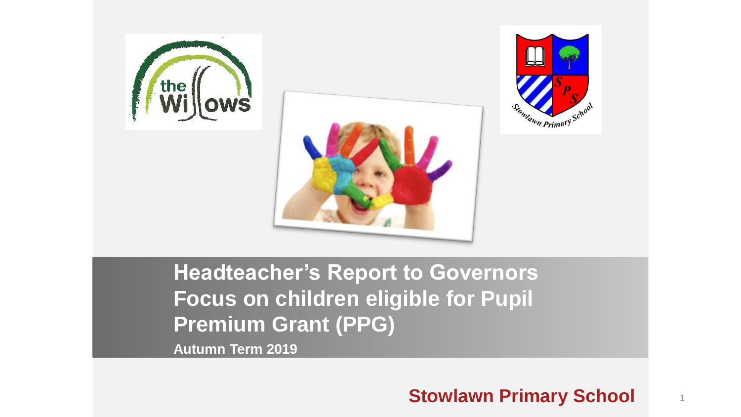# Headteacher's Report to Governors
# Focus on children eligible for Pupil Premium Grant (PPG)

**Autumn Term 2019**

**Stowlawn Primary School**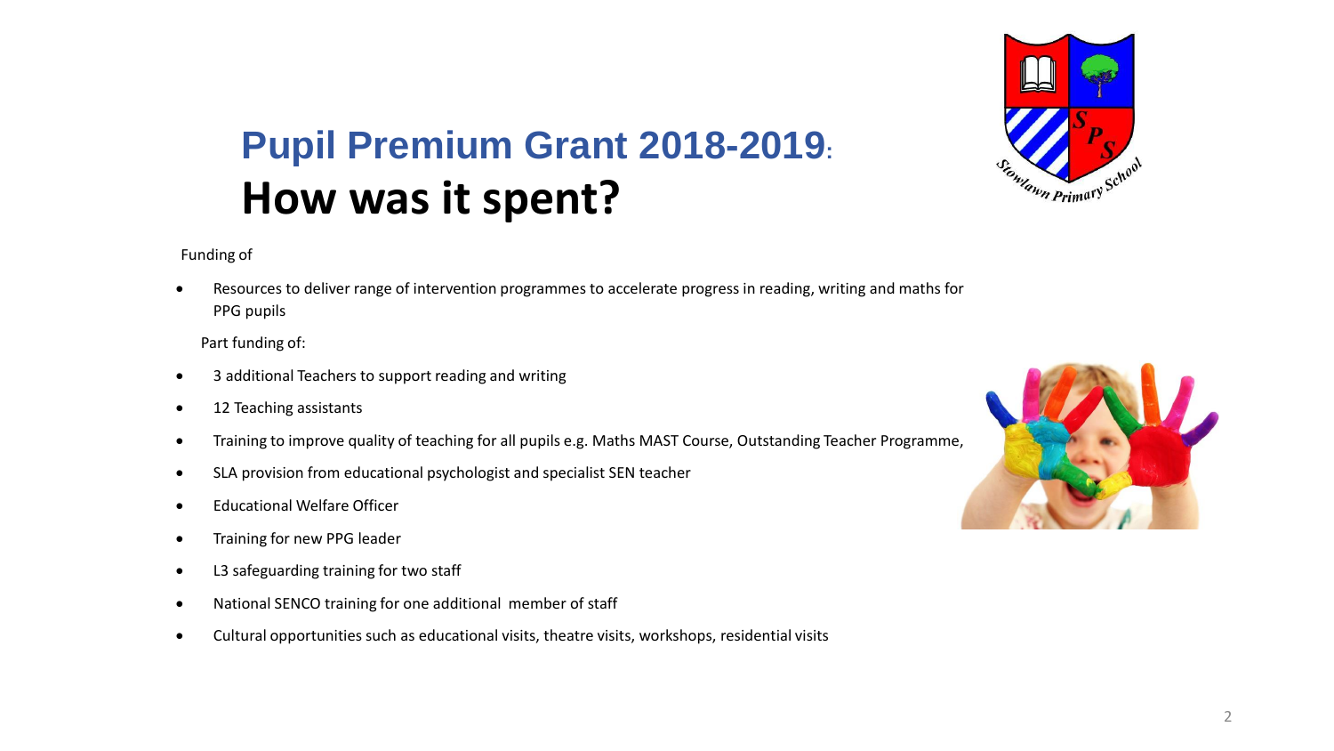# Pupil Premium Grant 2018-2019: How was it spent?

Funding of

- Resources to deliver range of intervention programmes to accelerate progress in reading, writing and maths for PPG pupils

Part funding of:

- 3 additional Teachers to support reading and writing
- 12 Teaching assistants
- Training to improve quality of teaching for all pupils e.g. Maths MAST Course, Outstanding Teacher Programme,
- SLA provision from educational psychologist and specialist SEN teacher
- Educational Welfare Officer
- Training for new PPG leader
- L3 safeguarding training for two staff
- National SENCO training for one additional member of staff
- Cultural opportunities such as educational visits, theatre visits, workshops, residential visits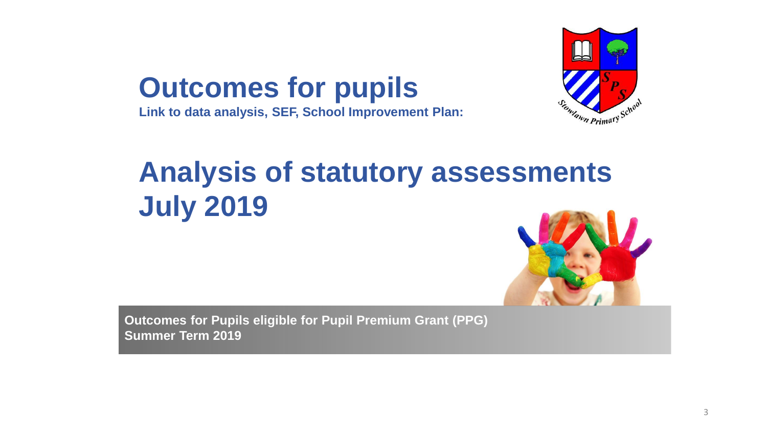# Outcomes for pupils

**Link to data analysis, SEF, School Improvement Plan:**

# Analysis of statutory assessments July 2019

**Outcomes for Pupils eligible for Pupil Premium Grant (PPG)**
**Summer Term 2019**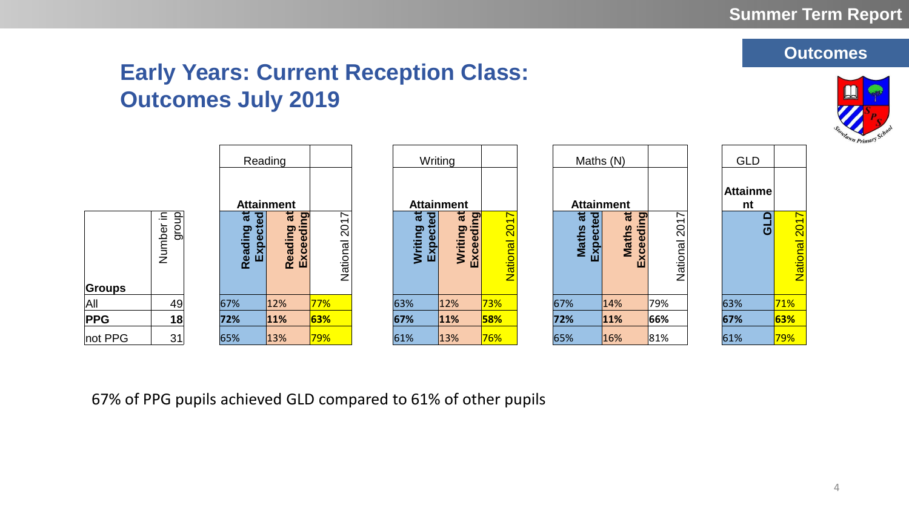# Early Years: Current Reception Class: Outcomes July 2019

| Groups | Number in group | Reading – Attainment: Reading at Expected | Reading – Attainment: Reading at Exceeding | Reading: National 2017 | Writing – Attainment: Writing at Expected | Writing – Attainment: Writing at Exceeding | Writing: National 2017 | Maths (N) – Attainment: Maths at Expected | Maths (N) – Attainment: Maths at Exceeding | Maths (N): National 2017 | GLD – Attainment: GLD | GLD: National 2017 |
|---|---|---|---|---|---|---|---|---|---|---|---|---|
| All | 49 | 67% | 12% | 77% | 63% | 12% | 73% | 67% | 14% | 79% | 63% | 71% |
| **PPG** | **18** | **72%** | **11%** | **63%** | **67%** | **11%** | **58%** | **72%** | **11%** | **66%** | **67%** | **63%** |
| not PPG | 31 | 65% | 13% | 79% | 61% | 13% | 76% | 65% | 16% | 81% | 61% | 79% |

67% of PPG pupils achieved GLD compared to 61% of other pupils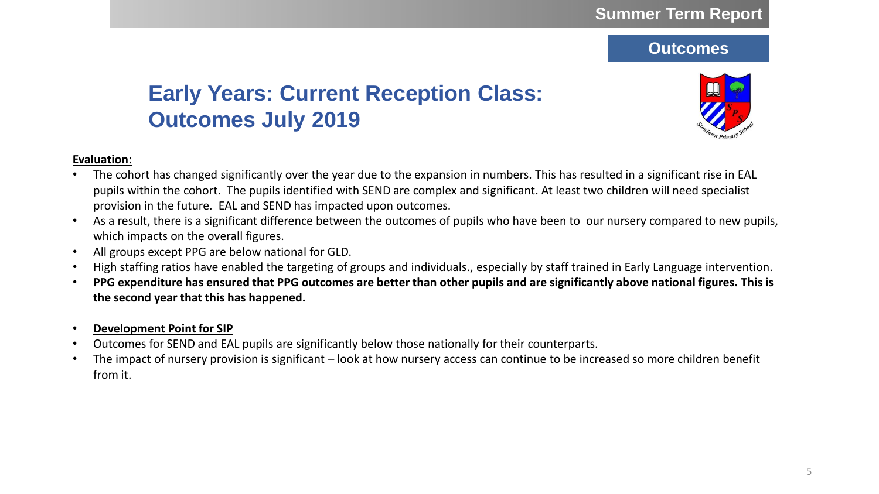Summer Term Report

Outcomes

# Early Years: Current Reception Class: Outcomes July 2019

**Evaluation:**

- The cohort has changed significantly over the year due to the expansion in numbers. This has resulted in a significant rise in EAL pupils within the cohort. The pupils identified with SEND are complex and significant. At least two children will need specialist provision in the future. EAL and SEND has impacted upon outcomes.
- As a result, there is a significant difference between the outcomes of pupils who have been to our nursery compared to new pupils, which impacts on the overall figures.
- All groups except PPG are below national for GLD.
- High staffing ratios have enabled the targeting of groups and individuals., especially by staff trained in Early Language intervention.
- **PPG expenditure has ensured that PPG outcomes are better than other pupils and are significantly above national figures. This is the second year that this has happened.**

- **Development Point for SIP**
- Outcomes for SEND and EAL pupils are significantly below those nationally for their counterparts.
- The impact of nursery provision is significant – look at how nursery access can continue to be increased so more children benefit from it.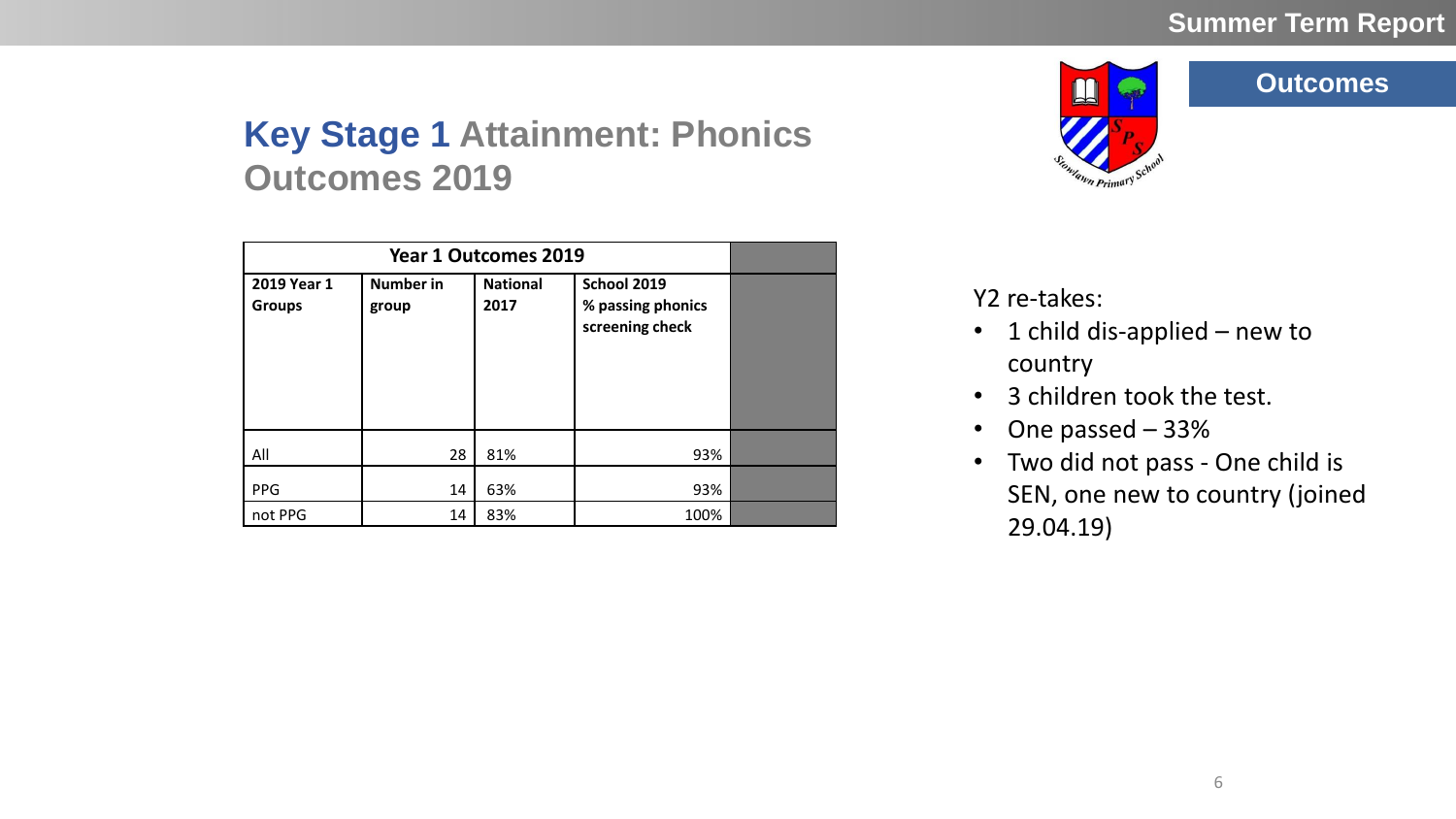## Outcomes

# Key Stage 1 Attainment: Phonics Outcomes 2019

| Year 1 Outcomes 2019 | | | | |
|---|---|---|---|---|
| **2019 Year 1 Groups** | **Number in group** | **National 2017** | **School 2019 % passing phonics screening check** | |
| All | 28 | 81% | 93% | |
| PPG | 14 | 63% | 93% | |
| not PPG | 14 | 83% | 100% | |

Y2 re-takes:

- 1 child dis-applied – new to country
- 3 children took the test.
- One passed – 33%
- Two did not pass - One child is SEN, one new to country (joined 29.04.19)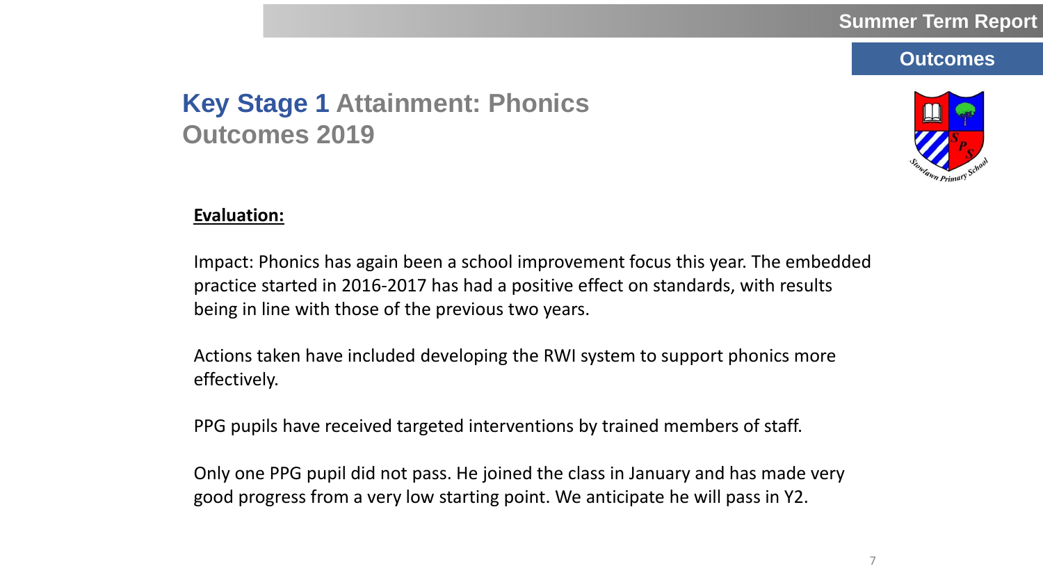# Key Stage 1 Attainment: Phonics Outcomes 2019

**Evaluation:**

Impact: Phonics has again been a school improvement focus this year. The embedded practice started in 2016-2017 has had a positive effect on standards, with results being in line with those of the previous two years.

Actions taken have included developing the RWI system to support phonics more effectively.

PPG pupils have received targeted interventions by trained members of staff.

Only one PPG pupil did not pass. He joined the class in January and has made very good progress from a very low starting point. We anticipate he will pass in Y2.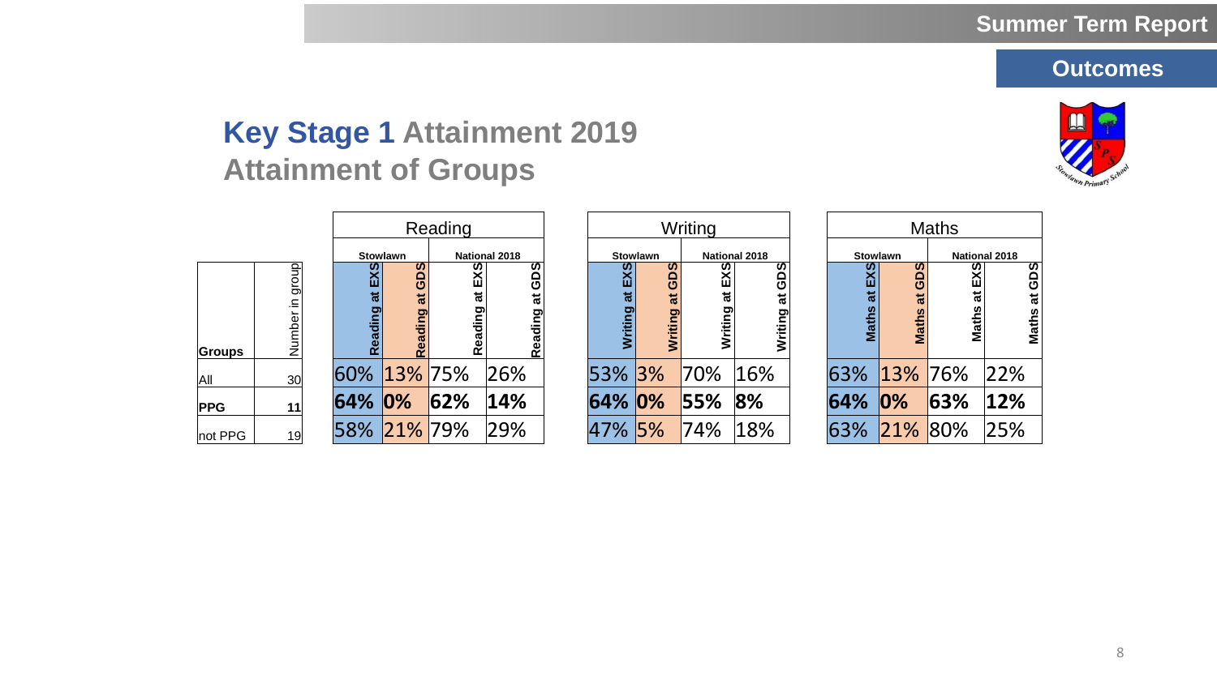# Key Stage 1 Attainment 2019

## Attainment of Groups

| Groups | Number in group | Reading – Stowlawn: Reading at EXS | Reading – Stowlawn: Reading at GDS | Reading – National 2018: Reading at EXS | Reading – National 2018: Reading at GDS | Writing – Stowlawn: Writing at EXS | Writing – Stowlawn: Writing at GDS | Writing – National 2018: Writing at EXS | Writing – National 2018: Writing at GDS | Maths – Stowlawn: Maths at EXS | Maths – Stowlawn: Maths at GDS | Maths – National 2018: Maths at EXS | Maths – National 2018: Maths at GDS |
|---|---|---|---|---|---|---|---|---|---|---|---|---|---|
| All | 30 | 60% | 13% | 75% | 26% | 53% | 3% | 70% | 16% | 63% | 13% | 76% | 22% |
| **PPG** | **11** | **64%** | **0%** | **62%** | **14%** | **64%** | **0%** | **55%** | **8%** | **64%** | **0%** | **63%** | **12%** |
| not PPG | 19 | 58% | 21% | 79% | 29% | 47% | 5% | 74% | 18% | 63% | 21% | 80% | 25% |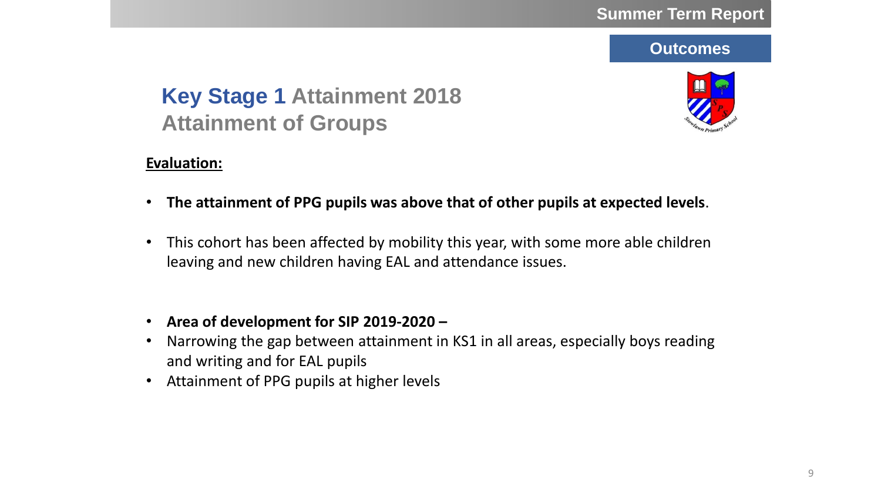# Key Stage 1 Attainment 2018

## Attainment of Groups

**Evaluation:**

- **The attainment of PPG pupils was above that of other pupils at expected levels**.
- This cohort has been affected by mobility this year, with some more able children leaving and new children having EAL and attendance issues.

- **Area of development for SIP 2019-2020 –**
- Narrowing the gap between attainment in KS1 in all areas, especially boys reading and writing and for EAL pupils
- Attainment of PPG pupils at higher levels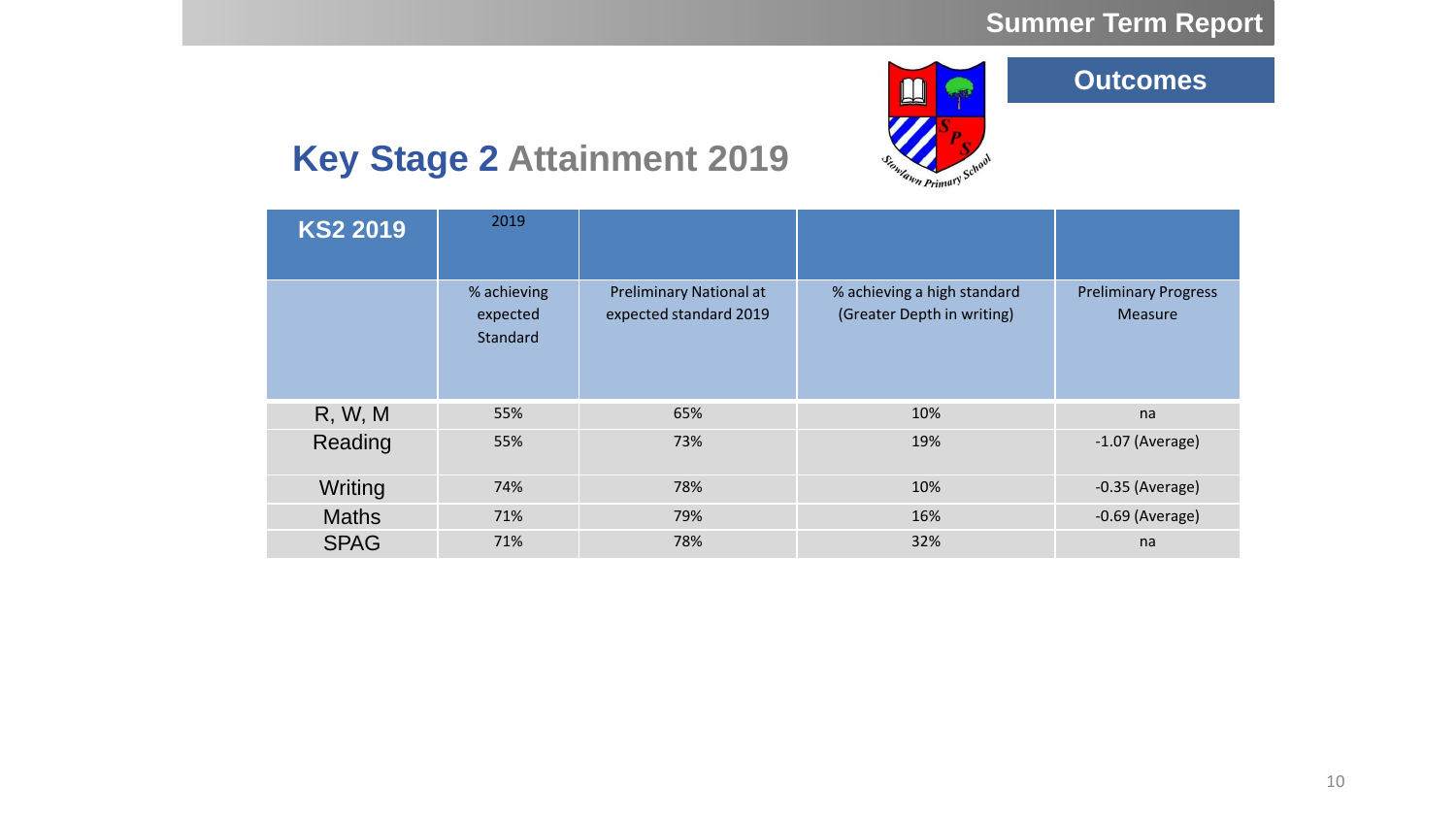Summer Term Report

Outcomes

# Key Stage 2 Attainment 2019

| KS2 2019 | 2019 | | | |
|---|---|---|---|---|
| | % achieving expected Standard | Preliminary National at expected standard 2019 | % achieving a high standard (Greater Depth in writing) | Preliminary Progress Measure |
| R, W, M | 55% | 65% | 10% | na |
| Reading | 55% | 73% | 19% | -1.07 (Average) |
| Writing | 74% | 78% | 10% | -0.35 (Average) |
| Maths | 71% | 79% | 16% | -0.69 (Average) |
| SPAG | 71% | 78% | 32% | na |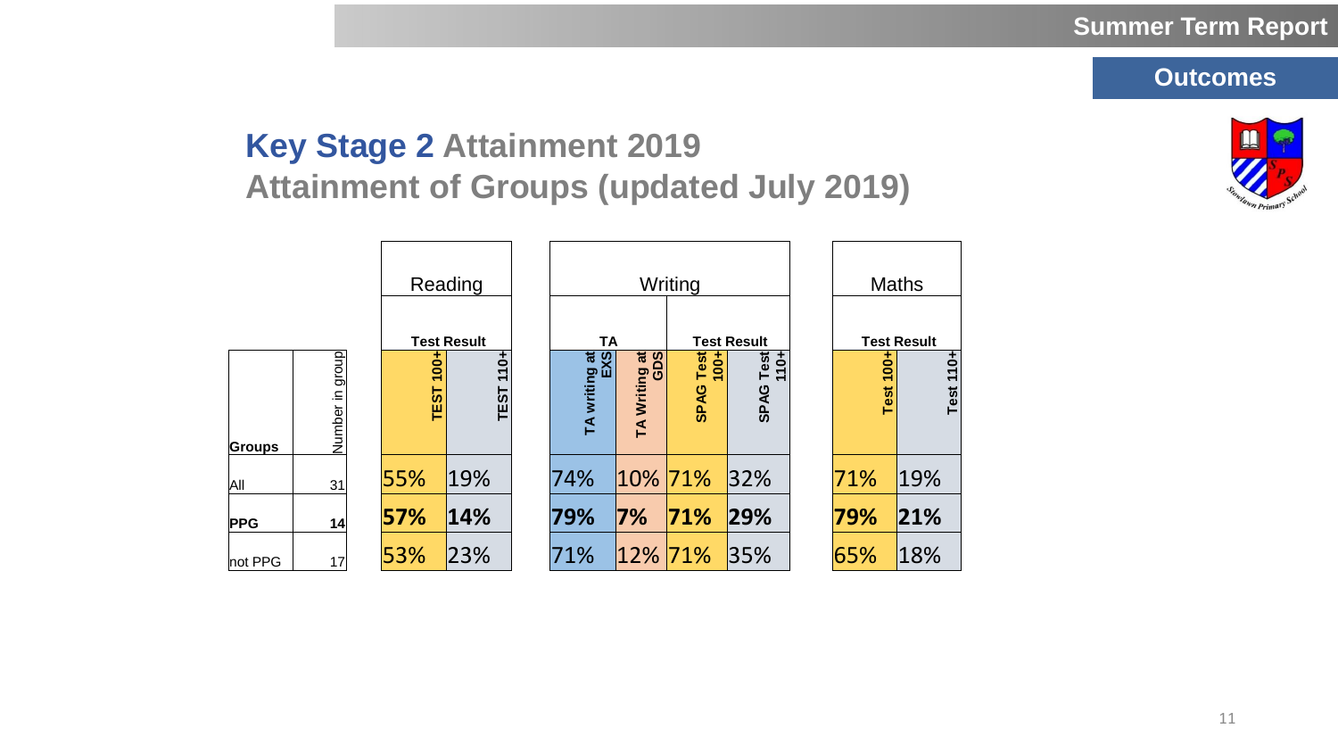Summer Term Report

Outcomes

# Key Stage 2 Attainment 2019
## Attainment of Groups (updated July 2019)

| | | Reading | | Writing | | | | Maths | |
|---|---|---|---|---|---|---|---|---|---|
| | | Test Result | | TA | | Test Result | | Test Result | |
| **Groups** | Number in group | **TEST 100+** | **TEST 110+** | **TA writing at EXS** | **TA Writing at GDS** | **SPAG Test 100+** | **SPAG Test 110+** | **Test 100+** | **Test 110+** |
| All | 31 | 55% | 19% | 74% | 10% | 71% | 32% | 71% | 19% |
| **PPG** | **14** | **57%** | **14%** | **79%** | **7%** | **71%** | **29%** | **79%** | **21%** |
| not PPG | 17 | 53% | 23% | 71% | 12% | 71% | 35% | 65% | 18% |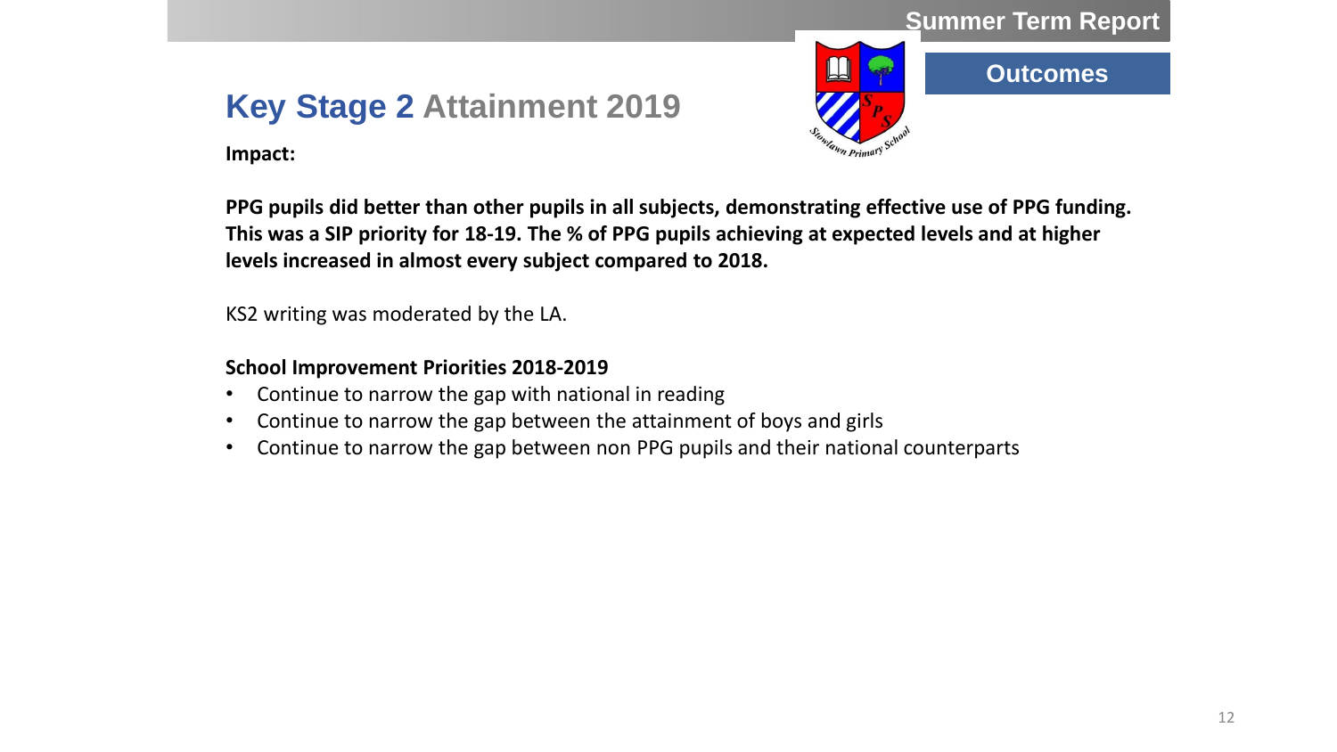Summer Term Report

Outcomes

## Key Stage 2 Attainment 2019

**Impact:**

**PPG pupils did better than other pupils in all subjects, demonstrating effective use of PPG funding. This was a SIP priority for 18-19. The % of PPG pupils achieving at expected levels and at higher levels increased in almost every subject compared to 2018.**

KS2 writing was moderated by the LA.

**School Improvement Priorities 2018-2019**

- Continue to narrow the gap with national in reading
- Continue to narrow the gap between the attainment of boys and girls
- Continue to narrow the gap between non PPG pupils and their national counterparts